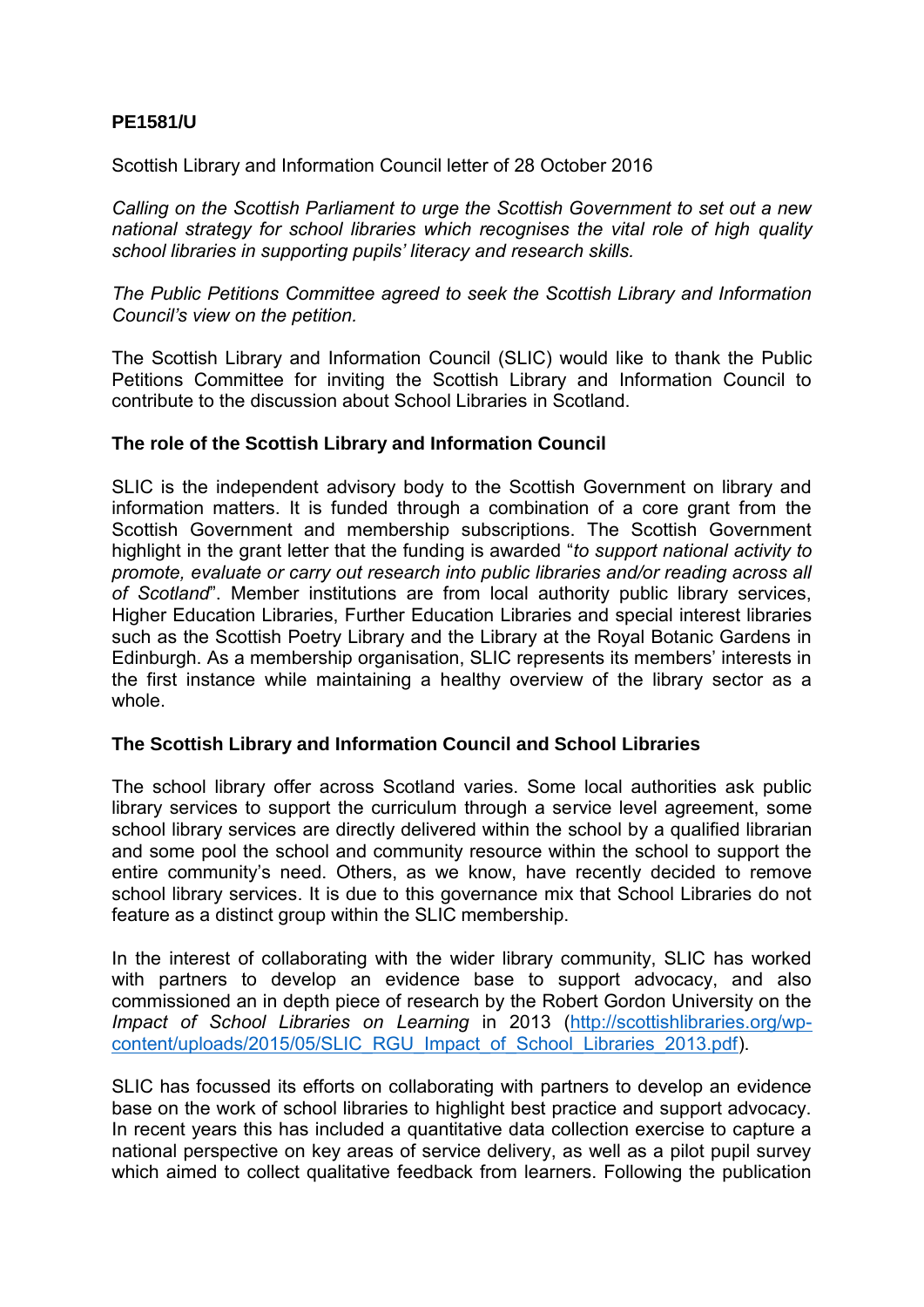**PE1581/U**

Scottish Library and Information Council letter of 28 October 2016

*Calling on the Scottish Parliament to urge the Scottish Government to set out a new national strategy for school libraries which recognises the vital role of high quality school libraries in supporting pupils' literacy and research skills.*

*The Public Petitions Committee agreed to seek the Scottish Library and Information Council's view on the petition.*

The Scottish Library and Information Council (SLIC) would like to thank the Public Petitions Committee for inviting the Scottish Library and Information Council to contribute to the discussion about School Libraries in Scotland.

## The role of the Scottish Library and Information Council

SLIC is the independent advisory body to the Scottish Government on library and information matters. It is funded through a combination of a core grant from the Scottish Government and membership subscriptions. The Scottish Government highlight in the grant letter that the funding is awarded "*to support national activity to promote, evaluate or carry out research into public libraries and/or reading across all of Scotland*". Member institutions are from local authority public library services, Higher Education Libraries, Further Education Libraries and special interest libraries such as the Scottish Poetry Library and the Library at the Royal Botanic Gardens in Edinburgh. As a membership organisation, SLIC represents its members' interests in the first instance while maintaining a healthy overview of the library sector as a whole.

## The Scottish Library and Information Council and School Libraries

The school library offer across Scotland varies. Some local authorities ask public library services to support the curriculum through a service level agreement, some school library services are directly delivered within the school by a qualified librarian and some pool the school and community resource within the school to support the entire community's need. Others, as we know, have recently decided to remove school library services. It is due to this governance mix that School Libraries do not feature as a distinct group within the SLIC membership.

In the interest of collaborating with the wider library community, SLIC has worked with partners to develop an evidence base to support advocacy, and also commissioned an in depth piece of research by the Robert Gordon University on the *Impact of School Libraries on Learning* in 2013 ([http://scottishlibraries.org/wp-content/uploads/2015/05/SLIC_RGU_Impact_of_School_Libraries_2013.pdf](http://scottishlibraries.org/wp-content/uploads/2015/05/SLIC_RGU_Impact_of_School_Libraries_2013.pdf)).

SLIC has focussed its efforts on collaborating with partners to develop an evidence base on the work of school libraries to highlight best practice and support advocacy. In recent years this has included a quantitative data collection exercise to capture a national perspective on key areas of service delivery, as well as a pilot pupil survey which aimed to collect qualitative feedback from learners. Following the publication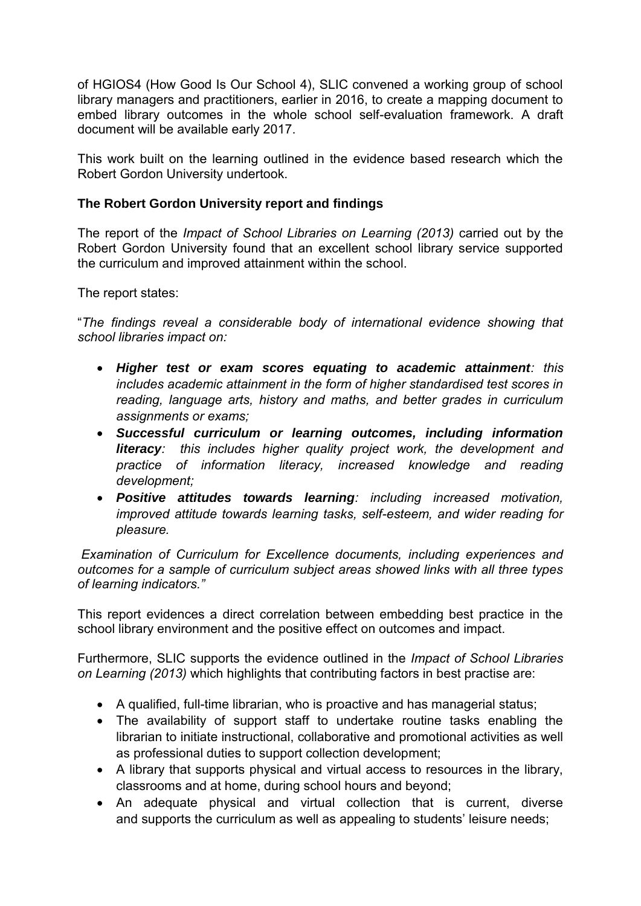of HGIOS4 (How Good Is Our School 4), SLIC convened a working group of school library managers and practitioners, earlier in 2016, to create a mapping document to embed library outcomes in the whole school self-evaluation framework. A draft document will be available early 2017.

This work built on the learning outlined in the evidence based research which the Robert Gordon University undertook.

**The Robert Gordon University report and findings**

The report of the *Impact of School Libraries on Learning (2013)* carried out by the Robert Gordon University found that an excellent school library service supported the curriculum and improved attainment within the school.

The report states:

"*The findings reveal a considerable body of international evidence showing that school libraries impact on:*

- ***Higher test or exam scores equating to academic attainment****: this includes academic attainment in the form of higher standardised test scores in reading, language arts, history and maths, and better grades in curriculum assignments or exams;*
- ***Successful curriculum or learning outcomes, including information literacy****: this includes higher quality project work, the development and practice of information literacy, increased knowledge and reading development;*
- ***Positive attitudes towards learning****: including increased motivation, improved attitude towards learning tasks, self-esteem, and wider reading for pleasure.*

*Examination of Curriculum for Excellence documents, including experiences and outcomes for a sample of curriculum subject areas showed links with all three types of learning indicators."*

This report evidences a direct correlation between embedding best practice in the school library environment and the positive effect on outcomes and impact.

Furthermore, SLIC supports the evidence outlined in the *Impact of School Libraries on Learning (2013)* which highlights that contributing factors in best practise are:

- A qualified, full-time librarian, who is proactive and has managerial status;
- The availability of support staff to undertake routine tasks enabling the librarian to initiate instructional, collaborative and promotional activities as well as professional duties to support collection development;
- A library that supports physical and virtual access to resources in the library, classrooms and at home, during school hours and beyond;
- An adequate physical and virtual collection that is current, diverse and supports the curriculum as well as appealing to students' leisure needs;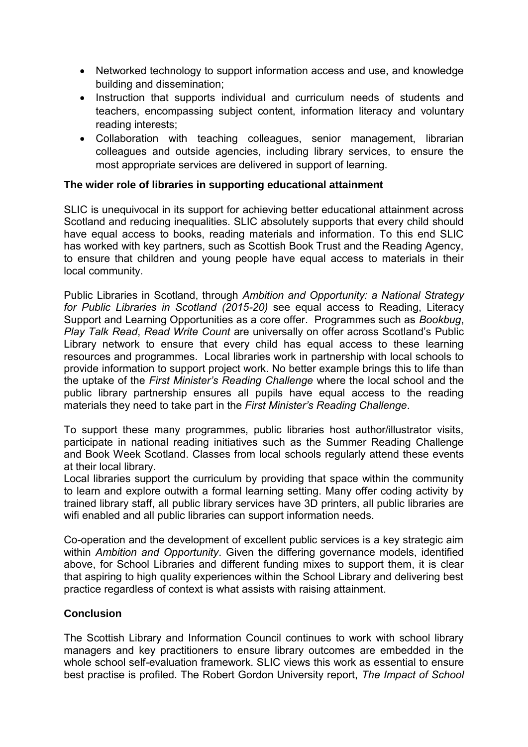- Networked technology to support information access and use, and knowledge building and dissemination;
- Instruction that supports individual and curriculum needs of students and teachers, encompassing subject content, information literacy and voluntary reading interests;
- Collaboration with teaching colleagues, senior management, librarian colleagues and outside agencies, including library services, to ensure the most appropriate services are delivered in support of learning.

**The wider role of libraries in supporting educational attainment**

SLIC is unequivocal in its support for achieving better educational attainment across Scotland and reducing inequalities. SLIC absolutely supports that every child should have equal access to books, reading materials and information. To this end SLIC has worked with key partners, such as Scottish Book Trust and the Reading Agency, to ensure that children and young people have equal access to materials in their local community.

Public Libraries in Scotland, through *Ambition and Opportunity: a National Strategy for Public Libraries in Scotland (2015-20)* see equal access to Reading, Literacy Support and Learning Opportunities as a core offer. Programmes such as *Bookbug*, *Play Talk Read*, *Read Write Count* are universally on offer across Scotland's Public Library network to ensure that every child has equal access to these learning resources and programmes. Local libraries work in partnership with local schools to provide information to support project work. No better example brings this to life than the uptake of the *First Minister's Reading Challenge* where the local school and the public library partnership ensures all pupils have equal access to the reading materials they need to take part in the *First Minister's Reading Challenge*.

To support these many programmes, public libraries host author/illustrator visits, participate in national reading initiatives such as the Summer Reading Challenge and Book Week Scotland. Classes from local schools regularly attend these events at their local library.
Local libraries support the curriculum by providing that space within the community to learn and explore outwith a formal learning setting. Many offer coding activity by trained library staff, all public library services have 3D printers, all public libraries are wifi enabled and all public libraries can support information needs.

Co-operation and the development of excellent public services is a key strategic aim within *Ambition and Opportunity*. Given the differing governance models, identified above, for School Libraries and different funding mixes to support them, it is clear that aspiring to high quality experiences within the School Library and delivering best practice regardless of context is what assists with raising attainment.

**Conclusion**

The Scottish Library and Information Council continues to work with school library managers and key practitioners to ensure library outcomes are embedded in the whole school self-evaluation framework. SLIC views this work as essential to ensure best practise is profiled. The Robert Gordon University report, *The Impact of School*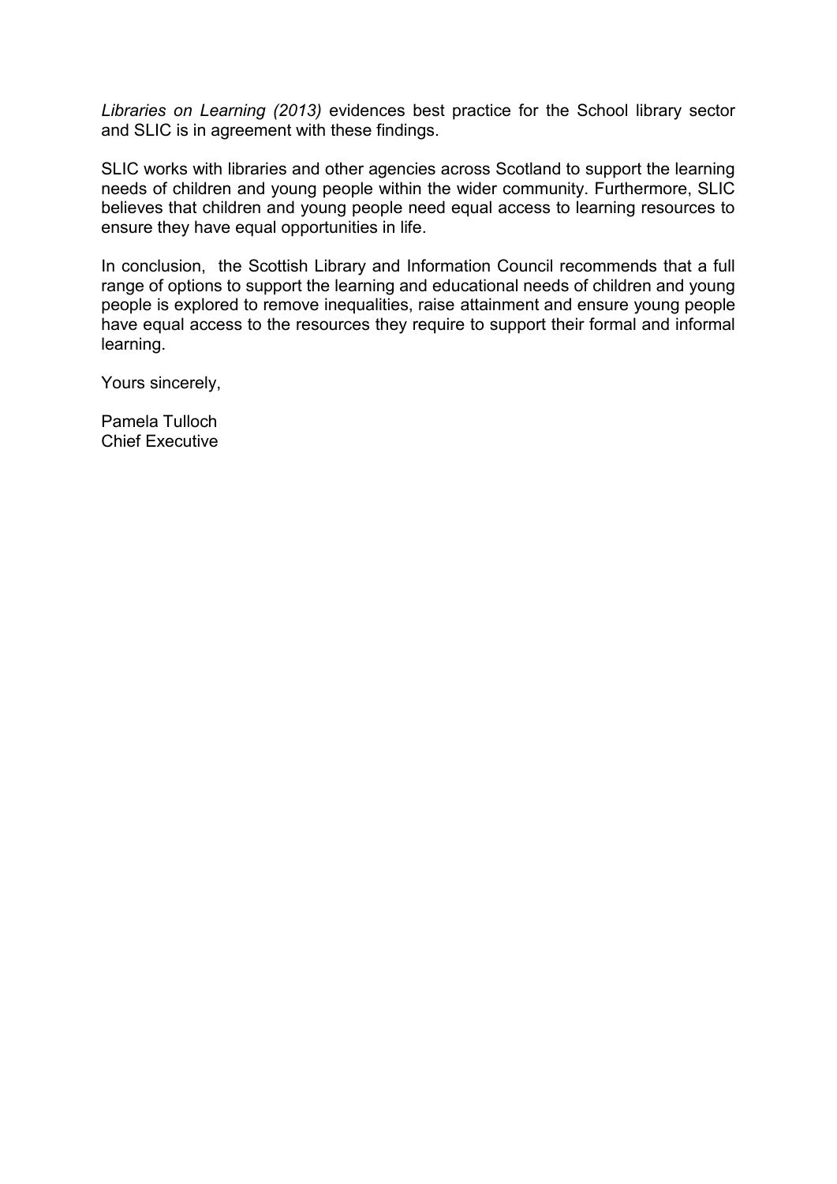*Libraries on Learning (2013)* evidences best practice for the School library sector and SLIC is in agreement with these findings.

SLIC works with libraries and other agencies across Scotland to support the learning needs of children and young people within the wider community. Furthermore, SLIC believes that children and young people need equal access to learning resources to ensure they have equal opportunities in life.

In conclusion, the Scottish Library and Information Council recommends that a full range of options to support the learning and educational needs of children and young people is explored to remove inequalities, raise attainment and ensure young people have equal access to the resources they require to support their formal and informal learning.

Yours sincerely,

Pamela Tulloch
Chief Executive